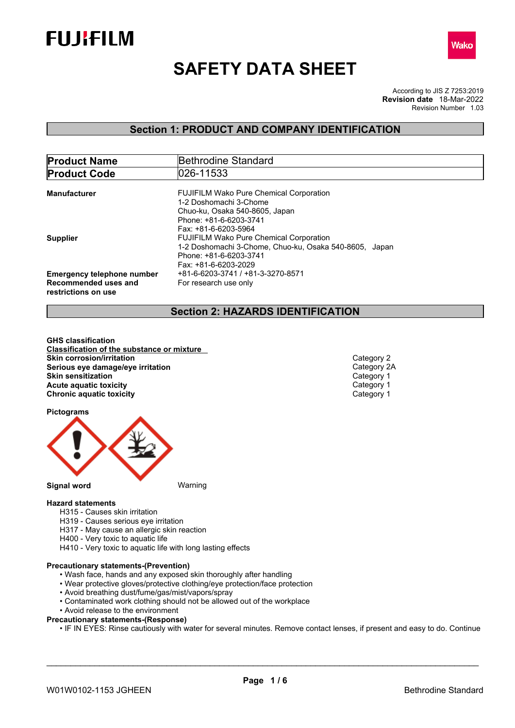FUJIFILM

Wako

# SAFETY DATA SHEET

According to JIS Z 7253:2019
**Revision date** 18-Mar-2022
Revision Number 1.03

## Section 1: PRODUCT AND COMPANY IDENTIFICATION

| **Product Name** | Bethrodine Standard |
|---|---|
| **Product Code** | 026-11533 |

**Manufacturer**
FUJIFILM Wako Pure Chemical Corporation
1-2 Doshomachi 3-Chome
Chuo-ku, Osaka 540-8605, Japan
Phone: +81-6-6203-3741
Fax: +81-6-6203-5964

**Supplier**
FUJIFILM Wako Pure Chemical Corporation
1-2 Doshomachi 3-Chome, Chuo-ku, Osaka 540-8605, Japan
Phone: +81-6-6203-3741
Fax: +81-6-6203-2029

**Emergency telephone number** +81-6-6203-3741 / +81-3-3270-8571

**Recommended uses and restrictions on use** For research use only

## Section 2: HAZARDS IDENTIFICATION

**GHS classification**

**Classification of the substance or mixture**

| | |
|---|---|
| **Skin corrosion/irritation** | Category 2 |
| **Serious eye damage/eye irritation** | Category 2A |
| **Skin sensitization** | Category 1 |
| **Acute aquatic toxicity** | Category 1 |
| **Chronic aquatic toxicity** | Category 1 |

**Pictograms**

**Signal word** Warning

**Hazard statements**

H315 - Causes skin irritation
H319 - Causes serious eye irritation
H317 - May cause an allergic skin reaction
H400 - Very toxic to aquatic life
H410 - Very toxic to aquatic life with long lasting effects

**Precautionary statements-(Prevention)**

- Wash face, hands and any exposed skin thoroughly after handling
- Wear protective gloves/protective clothing/eye protection/face protection
- Avoid breathing dust/fume/gas/mist/vapors/spray
- Contaminated work clothing should not be allowed out of the workplace
- Avoid release to the environment

**Precautionary statements-(Response)**

- IF IN EYES: Rinse cautiously with water for several minutes. Remove contact lenses, if present and easy to do. Continue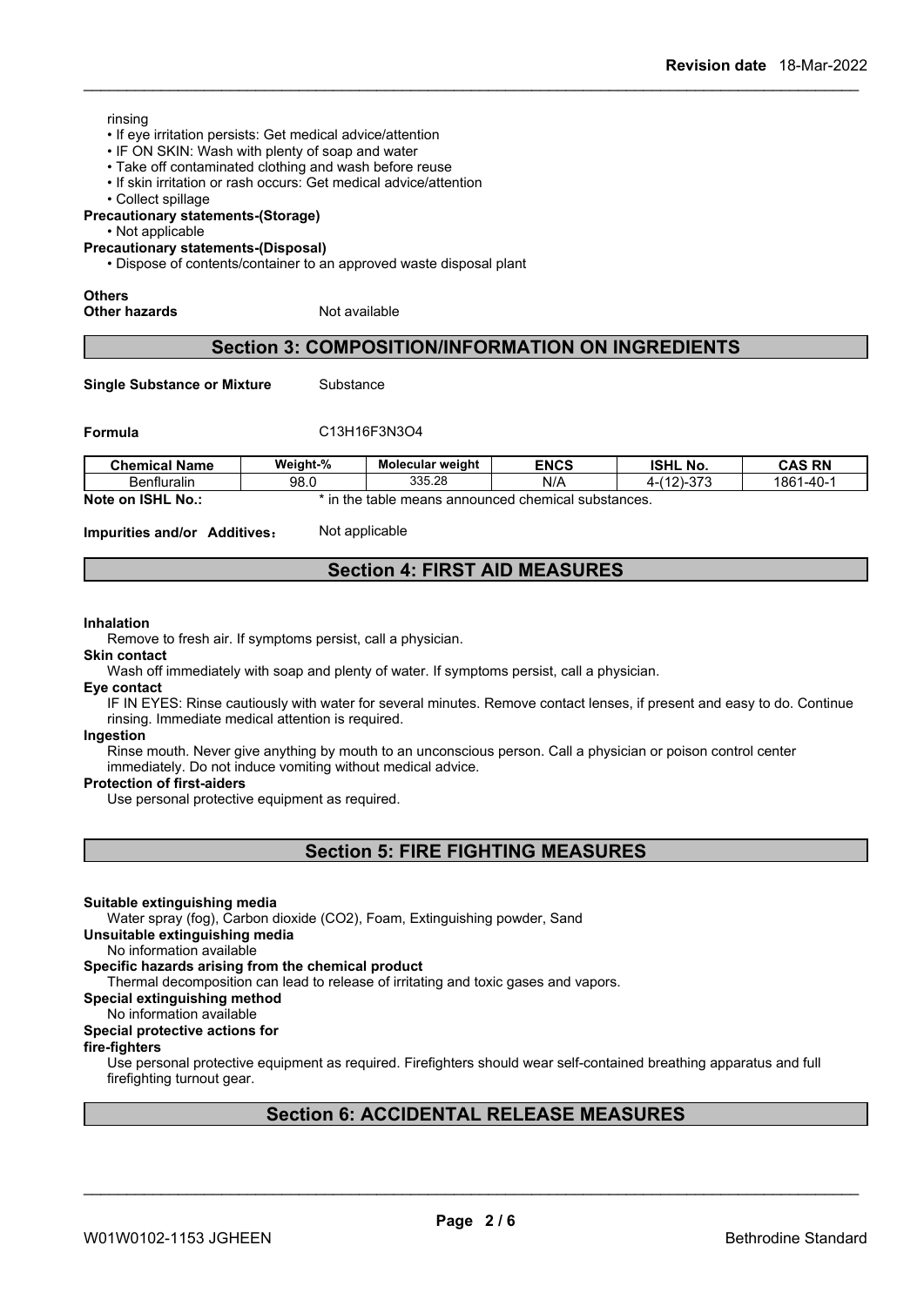rinsing

- If eye irritation persists: Get medical advice/attention
- IF ON SKIN: Wash with plenty of soap and water
- Take off contaminated clothing and wash before reuse
- If skin irritation or rash occurs: Get medical advice/attention
- Collect spillage

**Precautionary statements-(Storage)**

- Not applicable

**Precautionary statements-(Disposal)**

- Dispose of contents/container to an approved waste disposal plant

**Others**

**Other hazards** Not available

## Section 3: COMPOSITION/INFORMATION ON INGREDIENTS

**Single Substance or Mixture** Substance

**Formula** C13H16F3N3O4

| Chemical Name | Weight-% | Molecular weight | ENCS | ISHL No. | CAS RN |
|---|---|---|---|---|---|
| Benfluralin | 98.0 | 335.28 | N/A | 4-(12)-373 | 1861-40-1 |

**Note on ISHL No.:** * in the table means announced chemical substances.

**Impurities and/or Additives**： Not applicable

## Section 4: FIRST AID MEASURES

**Inhalation**

Remove to fresh air. If symptoms persist, call a physician.

**Skin contact**

Wash off immediately with soap and plenty of water. If symptoms persist, call a physician.

**Eye contact**

IF IN EYES: Rinse cautiously with water for several minutes. Remove contact lenses, if present and easy to do. Continue rinsing. Immediate medical attention is required.

**Ingestion**

Rinse mouth. Never give anything by mouth to an unconscious person. Call a physician or poison control center immediately. Do not induce vomiting without medical advice.

**Protection of first-aiders**

Use personal protective equipment as required.

## Section 5: FIRE FIGHTING MEASURES

**Suitable extinguishing media**

Water spray (fog), Carbon dioxide (CO2), Foam, Extinguishing powder, Sand

**Unsuitable extinguishing media**

No information available

**Specific hazards arising from the chemical product**

Thermal decomposition can lead to release of irritating and toxic gases and vapors.

**Special extinguishing method**

No information available

**Special protective actions for fire-fighters**

Use personal protective equipment as required. Firefighters should wear self-contained breathing apparatus and full firefighting turnout gear.

## Section 6: ACCIDENTAL RELEASE MEASURES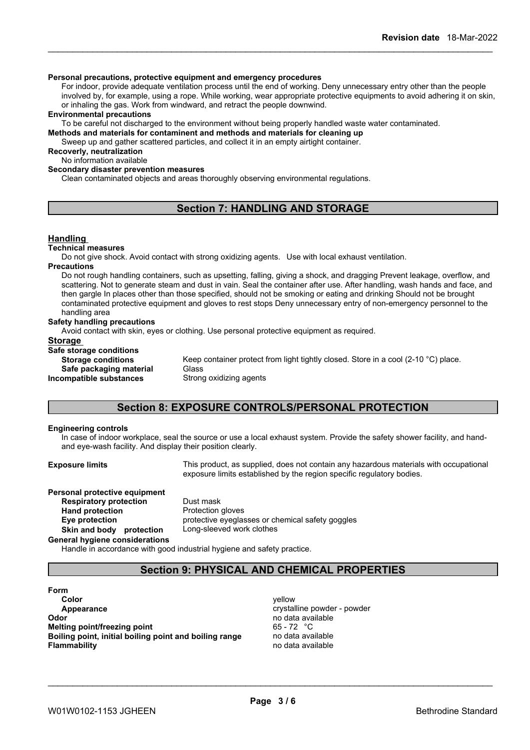**Personal precautions, protective equipment and emergency procedures**

For indoor, provide adequate ventilation process until the end of working. Deny unnecessary entry other than the people involved by, for example, using a rope. While working, wear appropriate protective equipments to avoid adhering it on skin, or inhaling the gas. Work from windward, and retract the people downwind.

**Environmental precautions**

To be careful not discharged to the environment without being properly handled waste water contaminated.

**Methods and materials for contaminent and methods and materials for cleaning up**

Sweep up and gather scattered particles, and collect it in an empty airtight container.

**Recoverly, neutralization**

No information available

**Secondary disaster prevention measures**

Clean contaminated objects and areas thoroughly observing environmental regulations.

## Section 7: HANDLING AND STORAGE

### Handling

**Technical measures**

Do not give shock. Avoid contact with strong oxidizing agents. Use with local exhaust ventilation.

**Precautions**

Do not rough handling containers, such as upsetting, falling, giving a shock, and dragging Prevent leakage, overflow, and scattering. Not to generate steam and dust in vain. Seal the container after use. After handling, wash hands and face, and then gargle In places other than those specified, should not be smoking or eating and drinking Should not be brought contaminated protective equipment and gloves to rest stops Deny unnecessary entry of non-emergency personnel to the handling area

**Safety handling precautions**

Avoid contact with skin, eyes or clothing. Use personal protective equipment as required.

### Storage

**Safe storage conditions**

**Storage conditions** Keep container protect from light tightly closed. Store in a cool (2-10 °C) place.

**Safe packaging material** Glass

**Incompatible substances** Strong oxidizing agents

## Section 8: EXPOSURE CONTROLS/PERSONAL PROTECTION

**Engineering controls**

In case of indoor workplace, seal the source or use a local exhaust system. Provide the safety shower facility, and hand- and eye-wash facility. And display their position clearly.

**Exposure limits** This product, as supplied, does not contain any hazardous materials with occupational exposure limits established by the region specific regulatory bodies.

**Personal protective equipment**

**Respiratory protection** Dust mask

**Hand protection** Protection gloves

**Eye protection** protective eyeglasses or chemical safety goggles

**Skin and body protection** Long-sleeved work clothes

**General hygiene considerations**

Handle in accordance with good industrial hygiene and safety practice.

## Section 9: PHYSICAL AND CHEMICAL PROPERTIES

**Form**

**Color** yellow

**Appearance** crystalline powder - powder

**Odor** no data available

**Melting point/freezing point** 65 - 72 °C

**Boiling point, initial boiling point and boiling range** no data available

**Flammability** no data available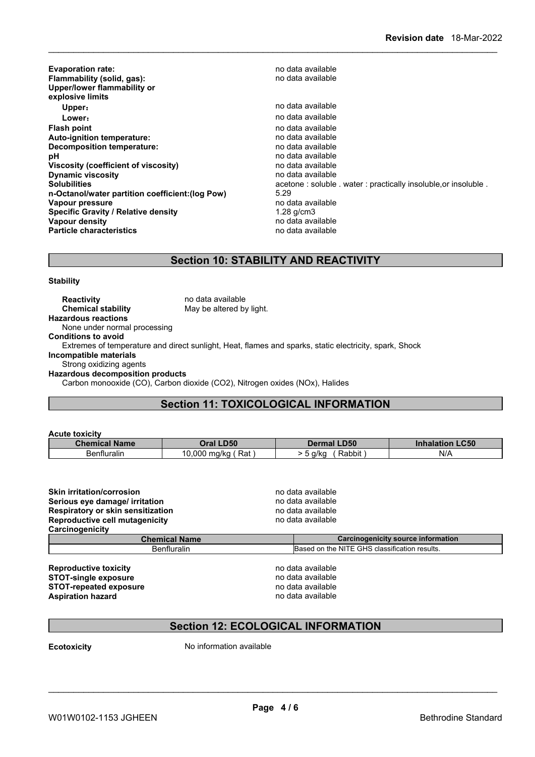| | |
|---|---|
| **Evaporation rate:** | no data available |
| **Flammability (solid, gas):** | no data available |
| **Upper/lower flammability or explosive limits** | |
| **Upper:** | no data available |
| **Lower:** | no data available |
| **Flash point** | no data available |
| **Auto-ignition temperature:** | no data available |
| **Decomposition temperature:** | no data available |
| **pH** | no data available |
| **Viscosity (coefficient of viscosity)** | no data available |
| **Dynamic viscosity** | no data available |
| **Solubilities** | acetone : soluble . water : practically insoluble,or insoluble . |
| **n-Octanol/water partition coefficient:(log Pow)** | 5.29 |
| **Vapour pressure** | no data available |
| **Specific Gravity / Relative density** | 1.28 g/cm3 |
| **Vapour density** | no data available |
| **Particle characteristics** | no data available |

## Section 10: STABILITY AND REACTIVITY

**Stability**

**Reactivity** no data available
**Chemical stability** May be altered by light.

**Hazardous reactions**
None under normal processing

**Conditions to avoid**
Extremes of temperature and direct sunlight, Heat, flames and sparks, static electricity, spark, Shock

**Incompatible materials**
Strong oxidizing agents

**Hazardous decomposition products**
Carbon monooxide (CO), Carbon dioxide ($CO_2$), Nitrogen oxides ($NO_x$), Halides

## Section 11: TOXICOLOGICAL INFORMATION

**Acute toxicity**

| Chemical Name | Oral LD50 | Dermal LD50 | Inhalation LC50 |
|---|---|---|---|
| Benfluralin | 10,000 mg/kg ( Rat ) | > 5 g/kg ( Rabbit ) | N/A |

| | |
|---|---|
| **Skin irritation/corrosion** | no data available |
| **Serious eye damage/ irritation** | no data available |
| **Respiratory or skin sensitization** | no data available |
| **Reproductive cell mutagenicity** | no data available |

**Carcinogenicity**

| Chemical Name | Carcinogenicity source information |
|---|---|
| Benfluralin | Based on the NITE GHS classification results. |

| | |
|---|---|
| **Reproductive toxicity** | no data available |
| **STOT-single exposure** | no data available |
| **STOT-repeated exposure** | no data available |
| **Aspiration hazard** | no data available |

## Section 12: ECOLOGICAL INFORMATION

**Ecotoxicity** No information available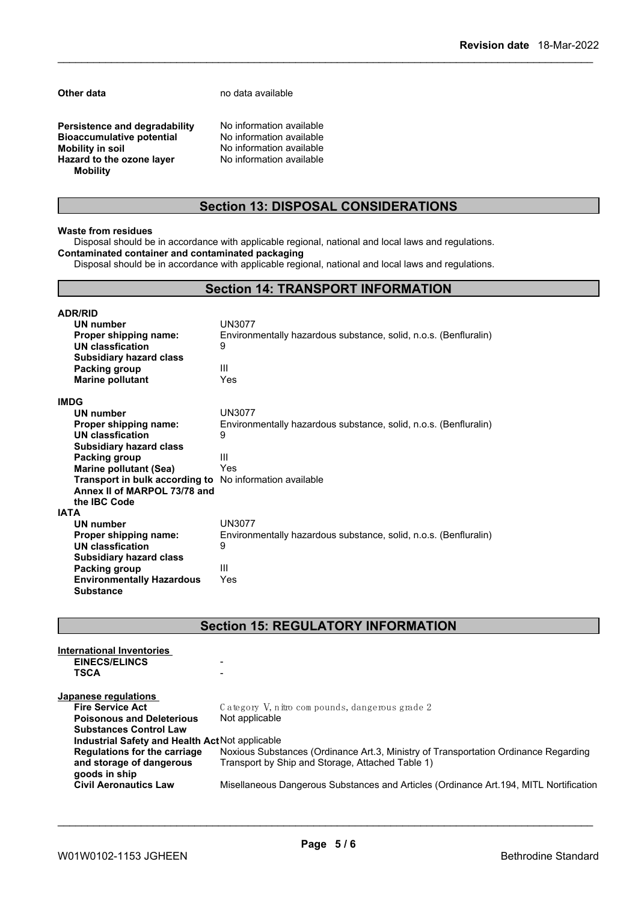**Other data** no data available

| | |
|---|---|
| **Persistence and degradability** | No information available |
| **Bioaccumulative potential** | No information available |
| **Mobility in soil** | No information available |
| **Hazard to the ozone layer** | No information available |
| **Mobility** | |

## Section 13: DISPOSAL CONSIDERATIONS

**Waste from residues**

Disposal should be in accordance with applicable regional, national and local laws and regulations.

**Contaminated container and contaminated packaging**

Disposal should be in accordance with applicable regional, national and local laws and regulations.

## Section 14: TRANSPORT INFORMATION

**ADR/RID**

| | |
|---|---|
| **UN number** | UN3077 |
| **Proper shipping name:** | Environmentally hazardous substance, solid, n.o.s. (Benfluralin) |
| **UN classfication** | 9 |
| **Subsidiary hazard class** | |
| **Packing group** | III |
| **Marine pollutant** | Yes |

**IMDG**

| | |
|---|---|
| **UN number** | UN3077 |
| **Proper shipping name:** | Environmentally hazardous substance, solid, n.o.s. (Benfluralin) |
| **UN classfication** | 9 |
| **Subsidiary hazard class** | |
| **Packing group** | III |
| **Marine pollutant (Sea)** | Yes |
| **Transport in bulk according to Annex II of MARPOL 73/78 and the IBC Code** | No information available |

**IATA**

| | |
|---|---|
| **UN number** | UN3077 |
| **Proper shipping name:** | Environmentally hazardous substance, solid, n.o.s. (Benfluralin) |
| **UN classfication** | 9 |
| **Subsidiary hazard class** | |
| **Packing group** | III |
| **Environmentally Hazardous Substance** | Yes |

## Section 15: REGULATORY INFORMATION

**International Inventories**

| | |
|---|---|
| **EINECS/ELINCS** | - |
| **TSCA** | - |

**Japanese regulations**

| | |
|---|---|
| **Fire Service Act** | Category V, nitro compounds, dangerous grade 2 |
| **Poisonous and Deleterious Substances Control Law** | Not applicable |
| **Industrial Safety and Health Act** | Not applicable |
| **Regulations for the carriage and storage of dangerous goods in ship** | Noxious Substances (Ordinance Art.3, Ministry of Transportation Ordinance Regarding Transport by Ship and Storage, Attached Table 1) |
| **Civil Aeronautics Law** | Misellaneous Dangerous Substances and Articles (Ordinance Art.194, MITL Nortification |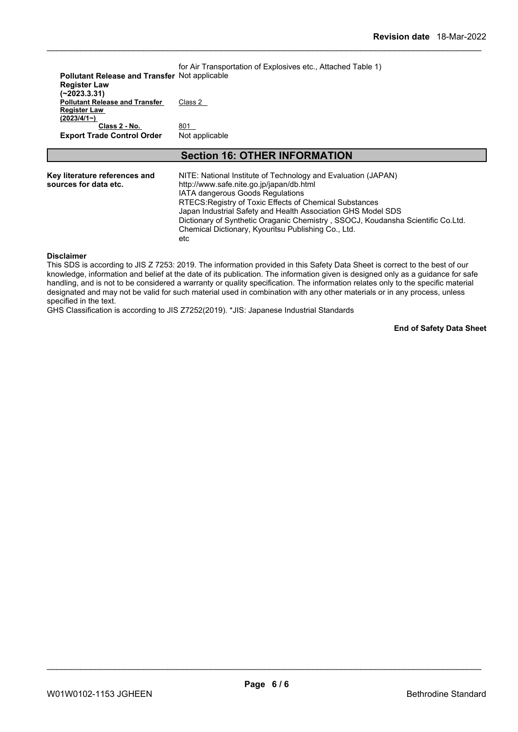| | |
|---|---|
| | for Air Transportation of Explosives etc., Attached Table 1) |
| **Pollutant Release and Transfer Register Law (~2023.3.31)** | Not applicable |
| **Pollutant Release and Transfer Register Law (2023/4/1~)** | Class 2 |
| **Class 2 - No.** | 801 |
| **Export Trade Control Order** | Not applicable |

## Section 16: OTHER INFORMATION

**Key literature references and sources for data etc.**

NITE: National Institute of Technology and Evaluation (JAPAN)
http://www.safe.nite.go.jp/japan/db.html
IATA dangerous Goods Regulations
RTECS:Registry of Toxic Effects of Chemical Substances
Japan Industrial Safety and Health Association GHS Model SDS
Dictionary of Synthetic Oraganic Chemistry , SSOCJ, Koudansha Scientific Co.Ltd.
Chemical Dictionary, Kyouritsu Publishing Co., Ltd.
etc

**Disclaimer**

This SDS is according to JIS Z 7253: 2019. The information provided in this Safety Data Sheet is correct to the best of our knowledge, information and belief at the date of its publication. The information given is designed only as a guidance for safe handling, and is not to be considered a warranty or quality specification. The information relates only to the specific material designated and may not be valid for such material used in combination with any other materials or in any process, unless specified in the text.

GHS Classification is according to JIS Z7252(2019). *JIS: Japanese Industrial Standards

**End of Safety Data Sheet**